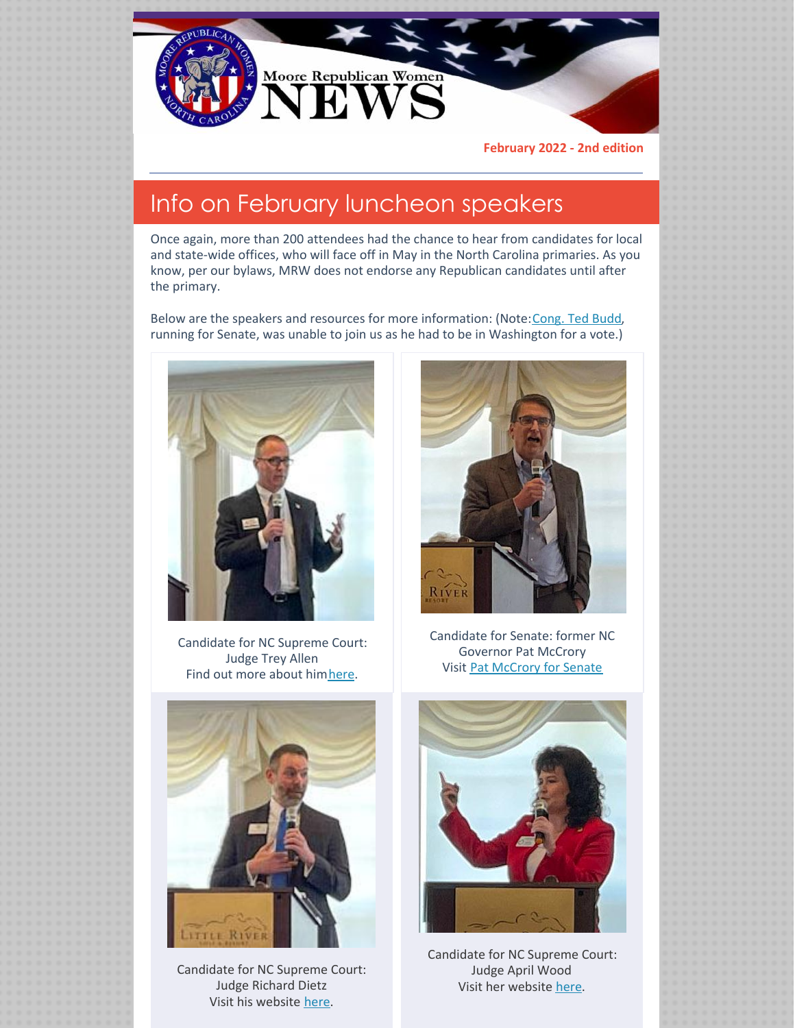# Moore Republican Women NEWS

**February 2022 - 2nd edition**

## Info on February luncheon speakers

Once again, more than 200 attendees had the chance to hear from candidates for local and state-wide offices, who will face off in May in the North Carolina primaries. As you know, per our bylaws, MRW does not endorse any Republican candidates until after the primary.

Below are the speakers and resources for more information: (Note: Cong. Ted Budd, running for Senate, was unable to join us as he had to be in Washington for a vote.)

Candidate for NC Supreme Court: Judge Trey Allen
Find out more about him here.

Candidate for Senate: former NC Governor Pat McCrory
Visit Pat McCrory for Senate

Candidate for NC Supreme Court: Judge Richard Dietz
Visit his website here.

Candidate for NC Supreme Court: Judge April Wood
Visit her website here.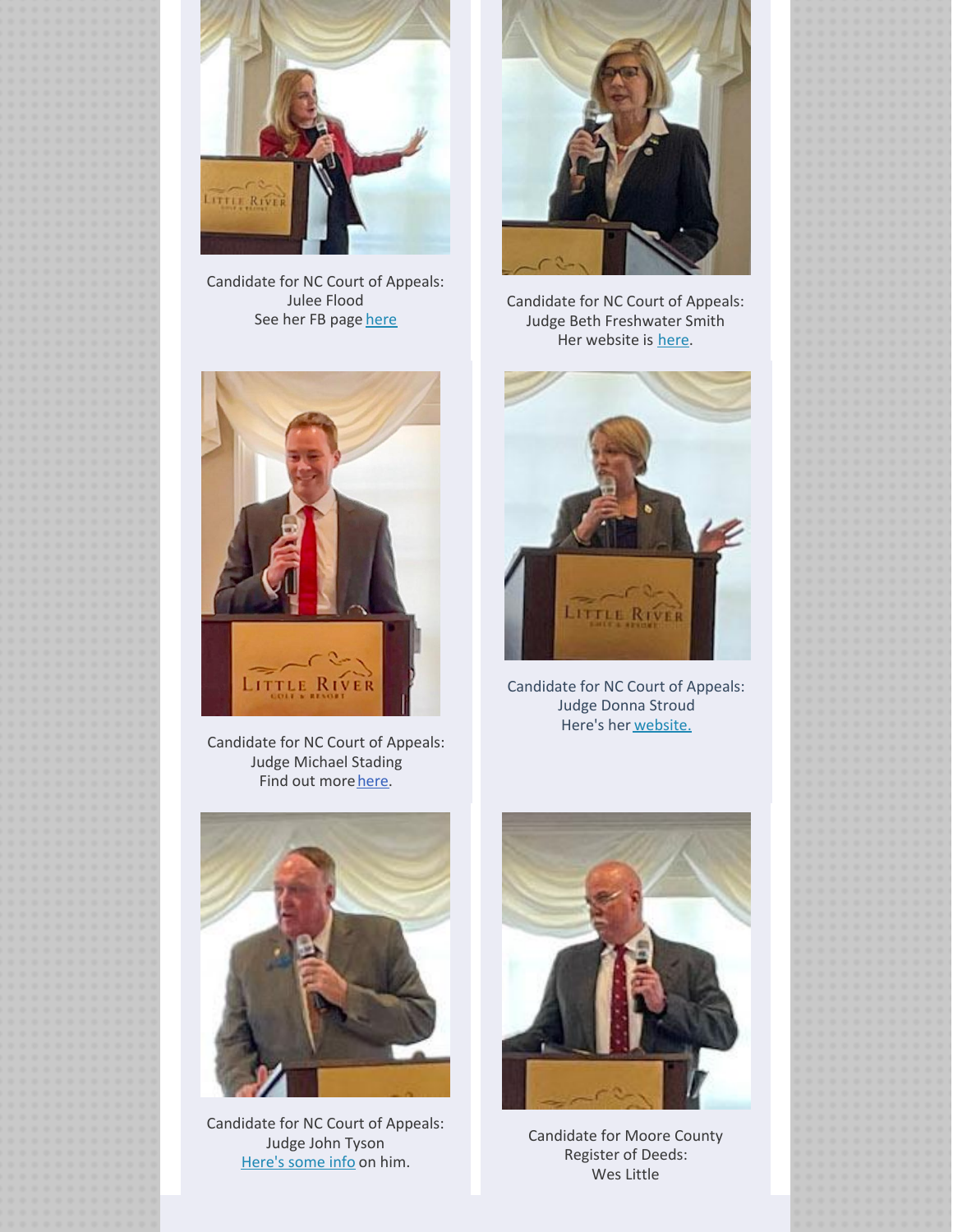Candidate for NC Court of Appeals:
Julee Flood
See her FB page here

Candidate for NC Court of Appeals:
Judge Beth Freshwater Smith
Her website is here.

Candidate for NC Court of Appeals:
Judge Michael Stading
Find out more here.

Candidate for NC Court of Appeals:
Judge Donna Stroud
Here's her website.

Candidate for NC Court of Appeals:
Judge John Tyson
Here's some info on him.

Candidate for Moore County
Register of Deeds:
Wes Little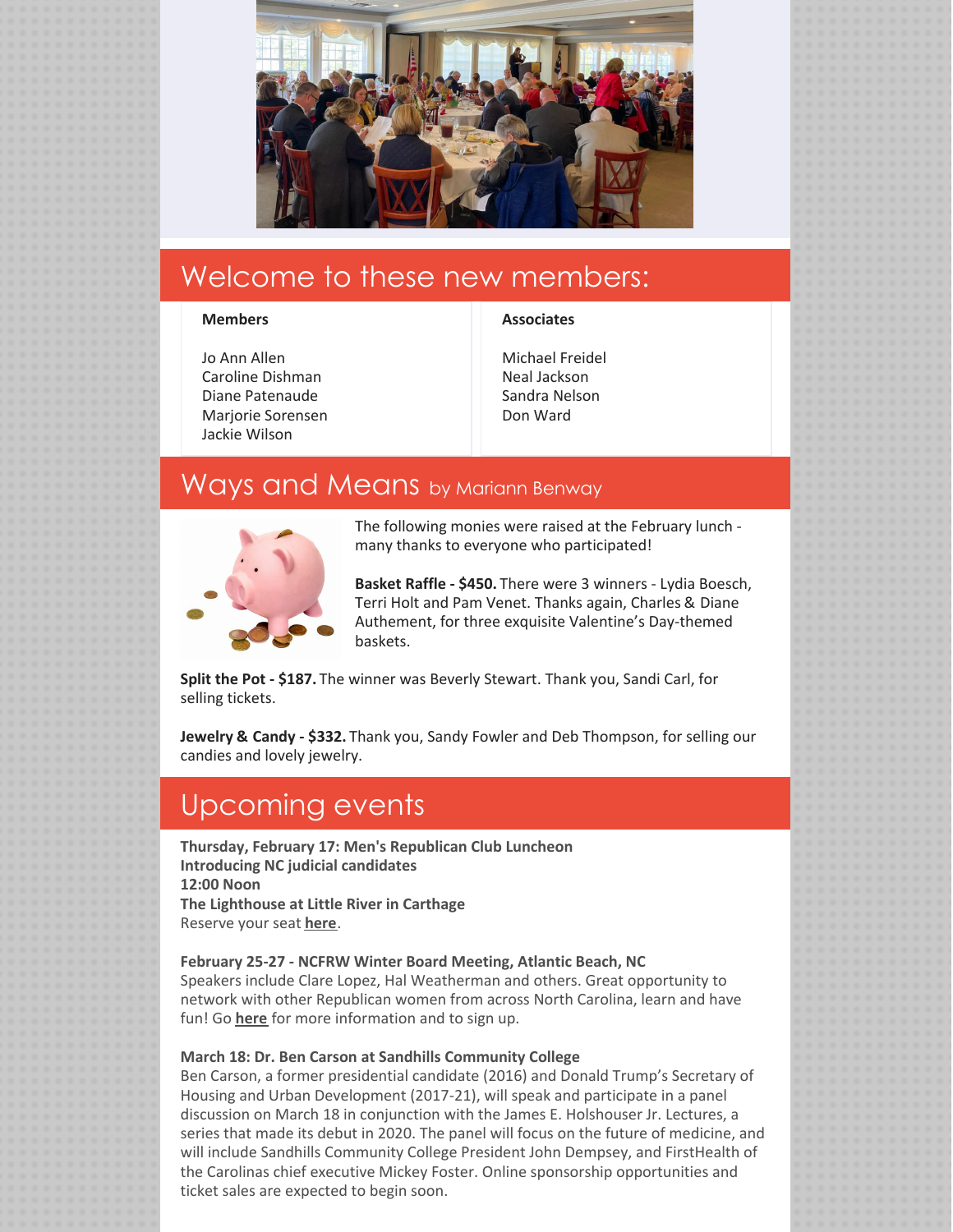## Welcome to these new members:

**Members**

Jo Ann Allen
Caroline Dishman
Diane Patenaude
Marjorie Sorensen
Jackie Wilson

**Associates**

Michael Freidel
Neal Jackson
Sandra Nelson
Don Ward

## Ways and Means by Mariann Benway

The following monies were raised at the February lunch - many thanks to everyone who participated!

**Basket Raffle - $450.** There were 3 winners - Lydia Boesch, Terri Holt and Pam Venet. Thanks again, Charles & Diane Authement, for three exquisite Valentine's Day-themed baskets.

**Split the Pot - $187.** The winner was Beverly Stewart. Thank you, Sandi Carl, for selling tickets.

**Jewelry & Candy - $332.** Thank you, Sandy Fowler and Deb Thompson, for selling our candies and lovely jewelry.

## Upcoming events

**Thursday, February 17: Men's Republican Club Luncheon**
**Introducing NC judicial candidates**
**12:00 Noon**
**The Lighthouse at Little River in Carthage**
Reserve your seat **here**.

**February 25-27 - NCFRW Winter Board Meeting, Atlantic Beach, NC**
Speakers include Clare Lopez, Hal Weatherman and others. Great opportunity to network with other Republican women from across North Carolina, learn and have fun! Go **here** for more information and to sign up.

**March 18: Dr. Ben Carson at Sandhills Community College**
Ben Carson, a former presidential candidate (2016) and Donald Trump's Secretary of Housing and Urban Development (2017-21), will speak and participate in a panel discussion on March 18 in conjunction with the James E. Holshouser Jr. Lectures, a series that made its debut in 2020. The panel will focus on the future of medicine, and will include Sandhills Community College President John Dempsey, and FirstHealth of the Carolinas chief executive Mickey Foster. Online sponsorship opportunities and ticket sales are expected to begin soon.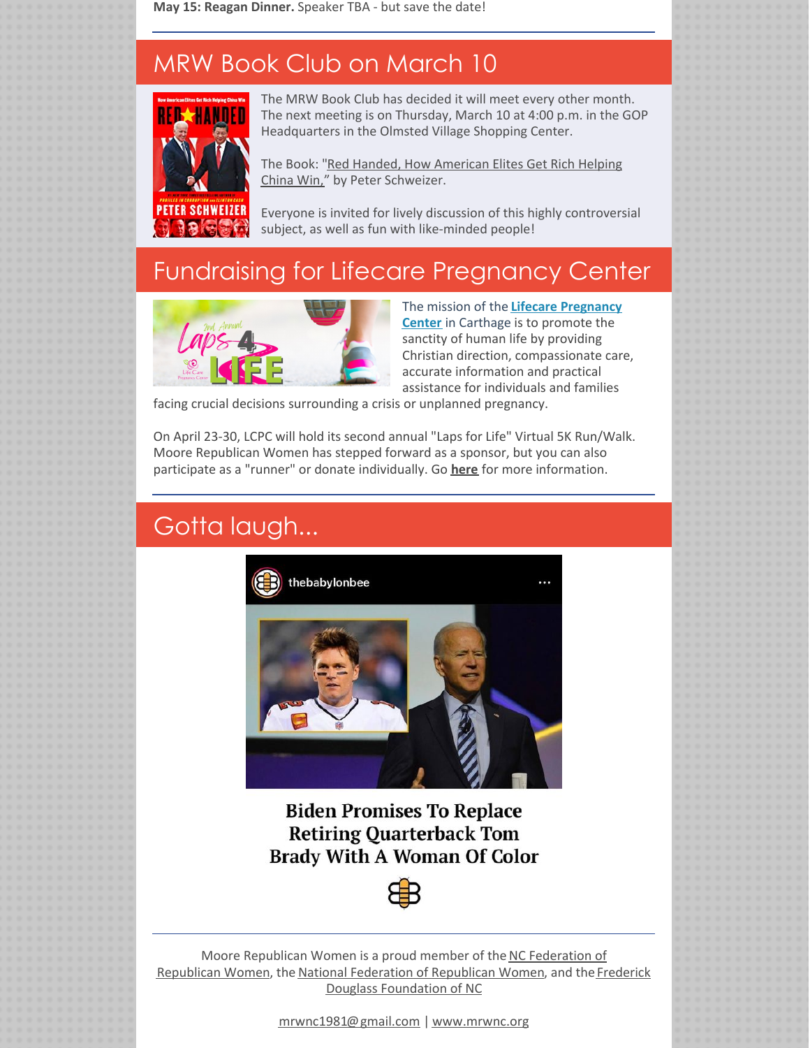**May 15: Reagan Dinner.** Speaker TBA - but save the date!

---

## MRW Book Club on March 10

The MRW Book Club has decided it will meet every other month. The next meeting is on Thursday, March 10 at 4:00 p.m. in the GOP Headquarters in the Olmsted Village Shopping Center.

The Book: "Red Handed, How American Elites Get Rich Helping China Win," by Peter Schweizer.

Everyone is invited for lively discussion of this highly controversial subject, as well as fun with like-minded people!

## Fundraising for Lifecare Pregnancy Center

The mission of the **Lifecare Pregnancy Center** in Carthage is to promote the sanctity of human life by providing Christian direction, compassionate care, accurate information and practical assistance for individuals and families facing crucial decisions surrounding a crisis or unplanned pregnancy.

On April 23-30, LCPC will hold its second annual "Laps for Life" Virtual 5K Run/Walk. Moore Republican Women has stepped forward as a sponsor, but you can also participate as a "runner" or donate individually. Go **here** for more information.

---

## Gotta laugh...

thebabylonbee

**Biden Promises To Replace Retiring Quarterback Tom Brady With A Woman Of Color**

---

Moore Republican Women is a proud member of the NC Federation of Republican Women, the National Federation of Republican Women, and the Frederick Douglass Foundation of NC

mrwnc1981@gmail.com | www.mrwnc.org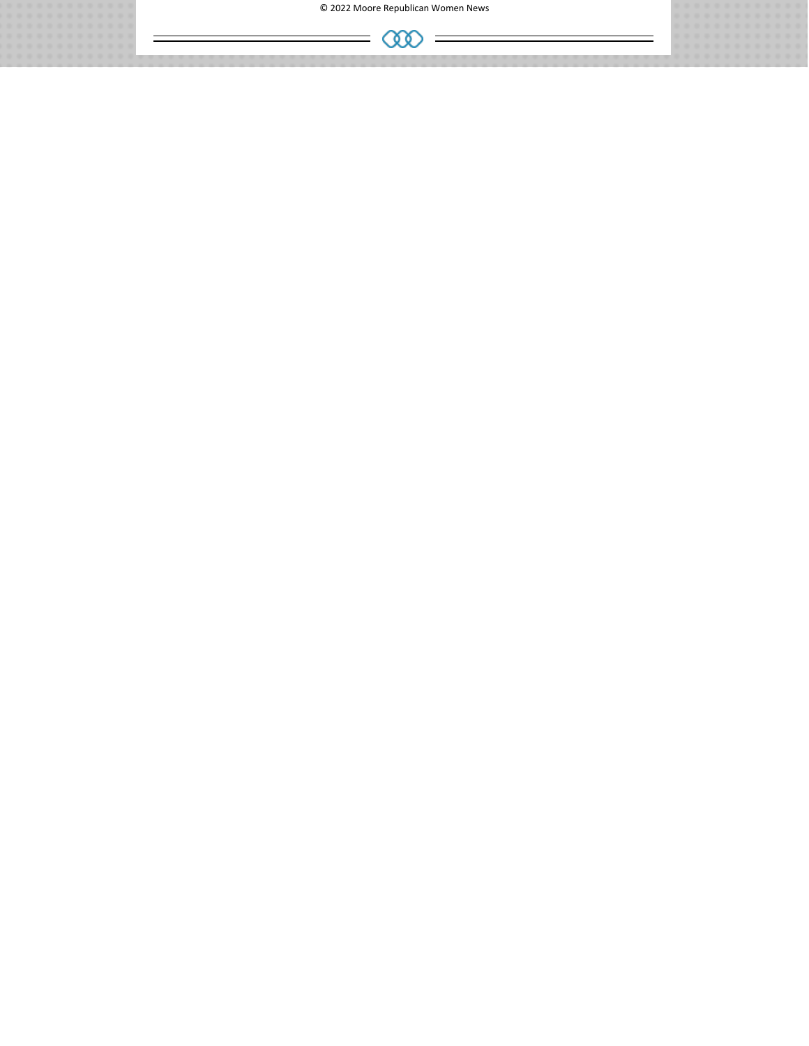© 2022 Moore Republican Women News